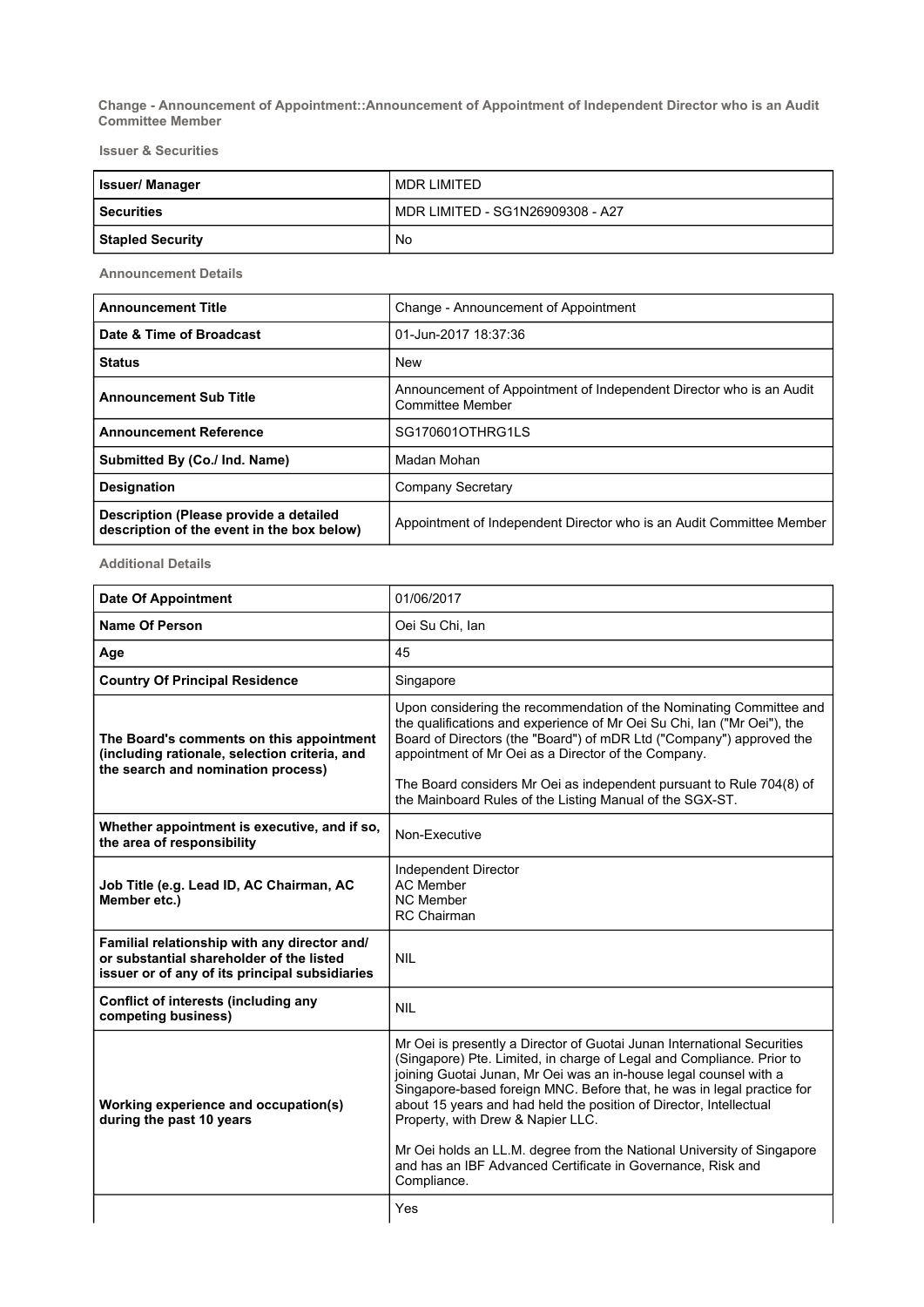**Change - Announcement of Appointment::Announcement of Appointment of Independent Director who is an Audit Committee Member**

**Issuer & Securities**

| Issuer/ Manager | MDR LIMITED |
|---|---|
| Securities | MDR LIMITED - SG1N26909308 - A27 |
| Stapled Security | No |

**Announcement Details**

| Announcement Title | Change - Announcement of Appointment |
|---|---|
| Date & Time of Broadcast | 01-Jun-2017 18:37:36 |
| Status | New |
| Announcement Sub Title | Announcement of Appointment of Independent Director who is an Audit Committee Member |
| Announcement Reference | SG170601OTHRG1LS |
| Submitted By (Co./ Ind. Name) | Madan Mohan |
| Designation | Company Secretary |
| Description (Please provide a detailed description of the event in the box below) | Appointment of Independent Director who is an Audit Committee Member |

**Additional Details**

| Date Of Appointment | 01/06/2017 |
|---|---|
| Name Of Person | Oei Su Chi, Ian |
| Age | 45 |
| Country Of Principal Residence | Singapore |
| The Board's comments on this appointment (including rationale, selection criteria, and the search and nomination process) | Upon considering the recommendation of the Nominating Committee and the qualifications and experience of Mr Oei Su Chi, Ian ("Mr Oei"), the Board of Directors (the "Board") of mDR Ltd ("Company") approved the appointment of Mr Oei as a Director of the Company.<br><br>The Board considers Mr Oei as independent pursuant to Rule 704(8) of the Mainboard Rules of the Listing Manual of the SGX-ST. |
| Whether appointment is executive, and if so, the area of responsibility | Non-Executive |
| Job Title (e.g. Lead ID, AC Chairman, AC Member etc.) | Independent Director<br>AC Member<br>NC Member<br>RC Chairman |
| Familial relationship with any director and/ or substantial shareholder of the listed issuer or of any of its principal subsidiaries | NIL |
| Conflict of interests (including any competing business) | NIL |
| Working experience and occupation(s) during the past 10 years | Mr Oei is presently a Director of Guotai Junan International Securities (Singapore) Pte. Limited, in charge of Legal and Compliance. Prior to joining Guotai Junan, Mr Oei was an in-house legal counsel with a Singapore-based foreign MNC. Before that, he was in legal practice for about 15 years and had held the position of Director, Intellectual Property, with Drew & Napier LLC.<br><br>Mr Oei holds an LL.M. degree from the National University of Singapore and has an IBF Advanced Certificate in Governance, Risk and Compliance. |
| | Yes |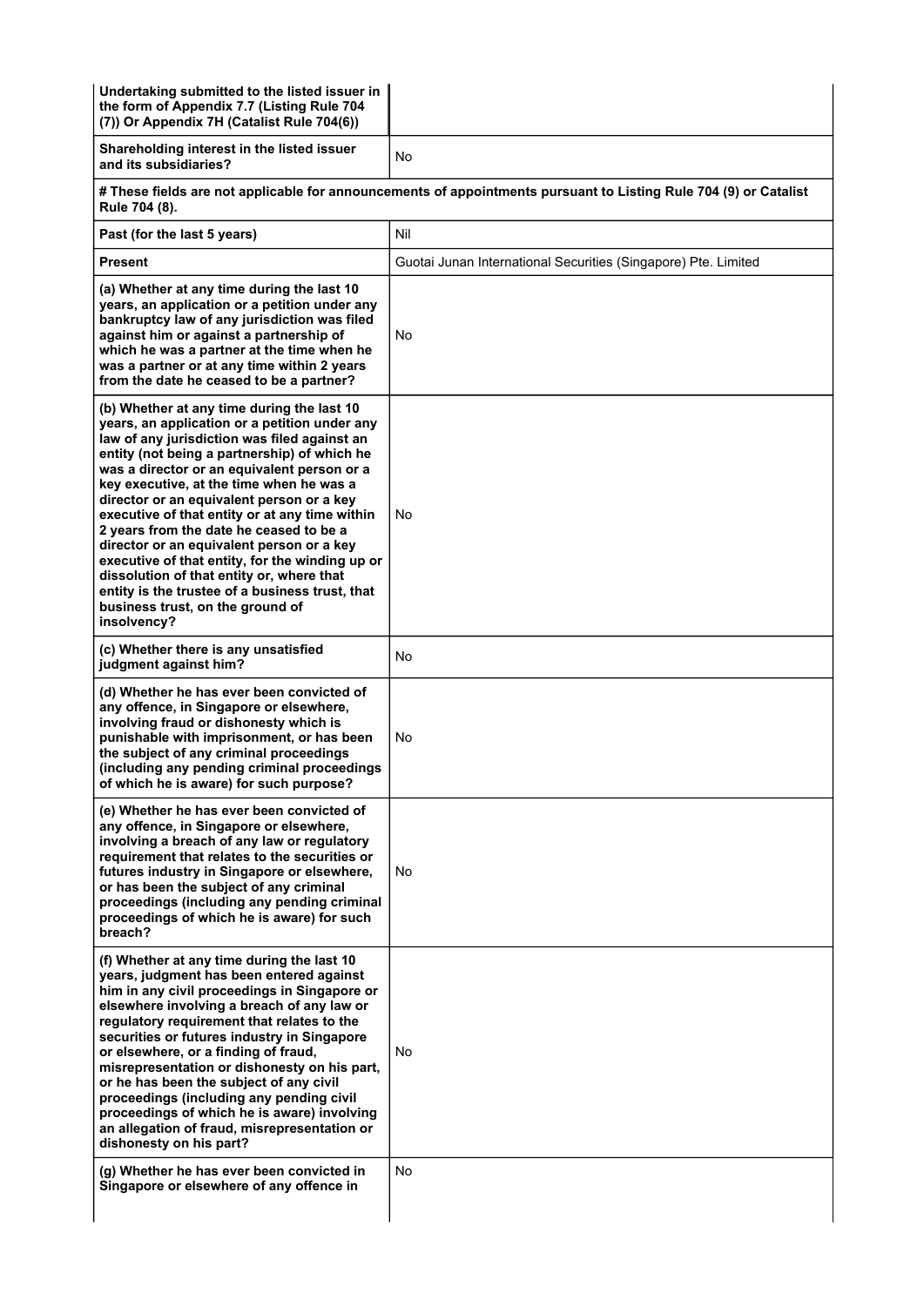| | |
|---|---|
| **Undertaking submitted to the listed issuer in the form of Appendix 7.7 (Listing Rule 704 (7)) Or Appendix 7H (Catalist Rule 704(6))** | |
| **Shareholding interest in the listed issuer and its subsidiaries?** | No |
| **# These fields are not applicable for announcements of appointments pursuant to Listing Rule 704 (9) or Catalist Rule 704 (8).** | |
| **Past (for the last 5 years)** | Nil |
| **Present** | Guotai Junan International Securities (Singapore) Pte. Limited |
| **(a) Whether at any time during the last 10 years, an application or a petition under any bankruptcy law of any jurisdiction was filed against him or against a partnership of which he was a partner at the time when he was a partner or at any time within 2 years from the date he ceased to be a partner?** | No |
| **(b) Whether at any time during the last 10 years, an application or a petition under any law of any jurisdiction was filed against an entity (not being a partnership) of which he was a director or an equivalent person or a key executive, at the time when he was a director or an equivalent person or a key executive of that entity or at any time within 2 years from the date he ceased to be a director or an equivalent person or a key executive of that entity, for the winding up or dissolution of that entity or, where that entity is the trustee of a business trust, that business trust, on the ground of insolvency?** | No |
| **(c) Whether there is any unsatisfied judgment against him?** | No |
| **(d) Whether he has ever been convicted of any offence, in Singapore or elsewhere, involving fraud or dishonesty which is punishable with imprisonment, or has been the subject of any criminal proceedings (including any pending criminal proceedings of which he is aware) for such purpose?** | No |
| **(e) Whether he has ever been convicted of any offence, in Singapore or elsewhere, involving a breach of any law or regulatory requirement that relates to the securities or futures industry in Singapore or elsewhere, or has been the subject of any criminal proceedings (including any pending criminal proceedings of which he is aware) for such breach?** | No |
| **(f) Whether at any time during the last 10 years, judgment has been entered against him in any civil proceedings in Singapore or elsewhere involving a breach of any law or regulatory requirement that relates to the securities or futures industry in Singapore or elsewhere, or a finding of fraud, misrepresentation or dishonesty on his part, or he has been the subject of any civil proceedings (including any pending civil proceedings of which he is aware) involving an allegation of fraud, misrepresentation or dishonesty on his part?** | No |
| **(g) Whether he has ever been convicted in Singapore or elsewhere of any offence in** | No |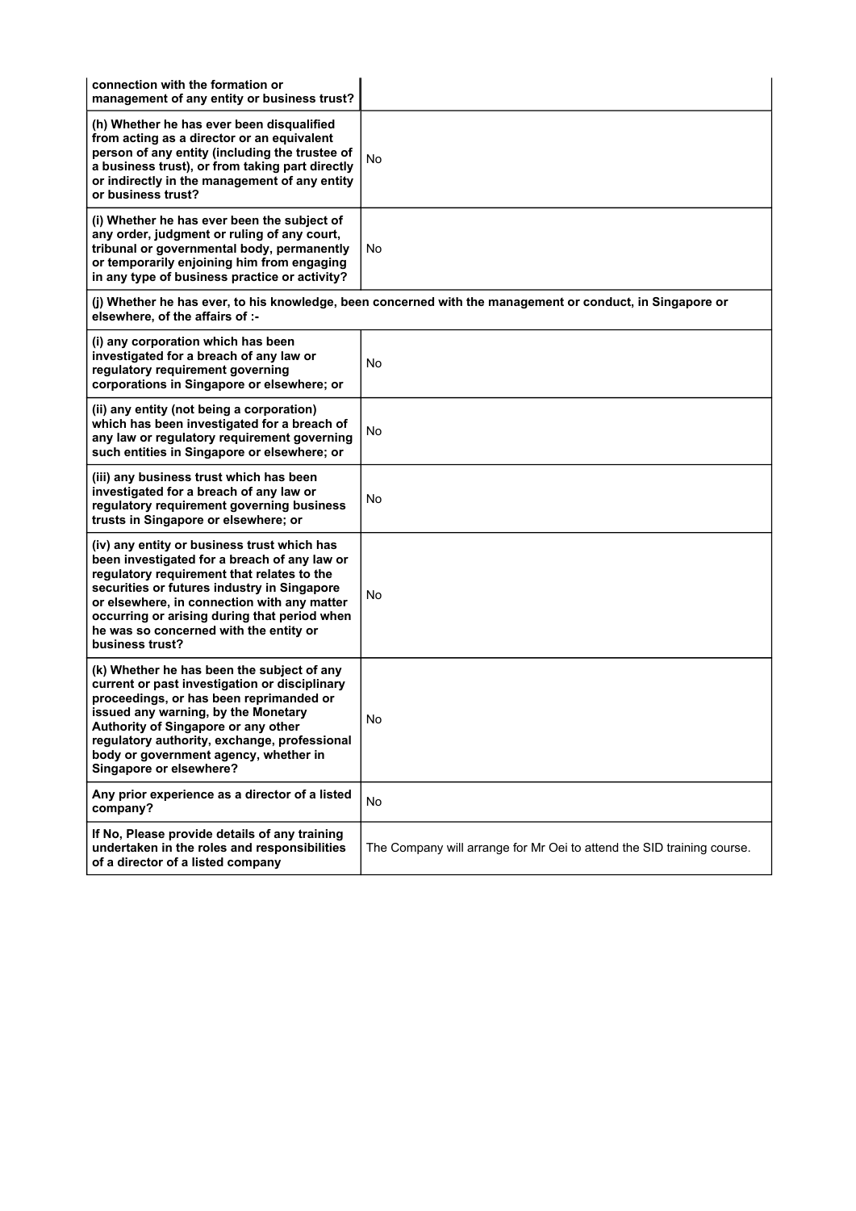| | |
|---|---|
| **connection with the formation or management of any entity or business trust?** | |
| **(h) Whether he has ever been disqualified from acting as a director or an equivalent person of any entity (including the trustee of a business trust), or from taking part directly or indirectly in the management of any entity or business trust?** | No |
| **(i) Whether he has ever been the subject of any order, judgment or ruling of any court, tribunal or governmental body, permanently or temporarily enjoining him from engaging in any type of business practice or activity?** | No |
| **(j) Whether he has ever, to his knowledge, been concerned with the management or conduct, in Singapore or elsewhere, of the affairs of :-** | |
| **(i) any corporation which has been investigated for a breach of any law or regulatory requirement governing corporations in Singapore or elsewhere; or** | No |
| **(ii) any entity (not being a corporation) which has been investigated for a breach of any law or regulatory requirement governing such entities in Singapore or elsewhere; or** | No |
| **(iii) any business trust which has been investigated for a breach of any law or regulatory requirement governing business trusts in Singapore or elsewhere; or** | No |
| **(iv) any entity or business trust which has been investigated for a breach of any law or regulatory requirement that relates to the securities or futures industry in Singapore or elsewhere, in connection with any matter occurring or arising during that period when he was so concerned with the entity or business trust?** | No |
| **(k) Whether he has been the subject of any current or past investigation or disciplinary proceedings, or has been reprimanded or issued any warning, by the Monetary Authority of Singapore or any other regulatory authority, exchange, professional body or government agency, whether in Singapore or elsewhere?** | No |
| **Any prior experience as a director of a listed company?** | No |
| **If No, Please provide details of any training undertaken in the roles and responsibilities of a director of a listed company** | The Company will arrange for Mr Oei to attend the SID training course. |